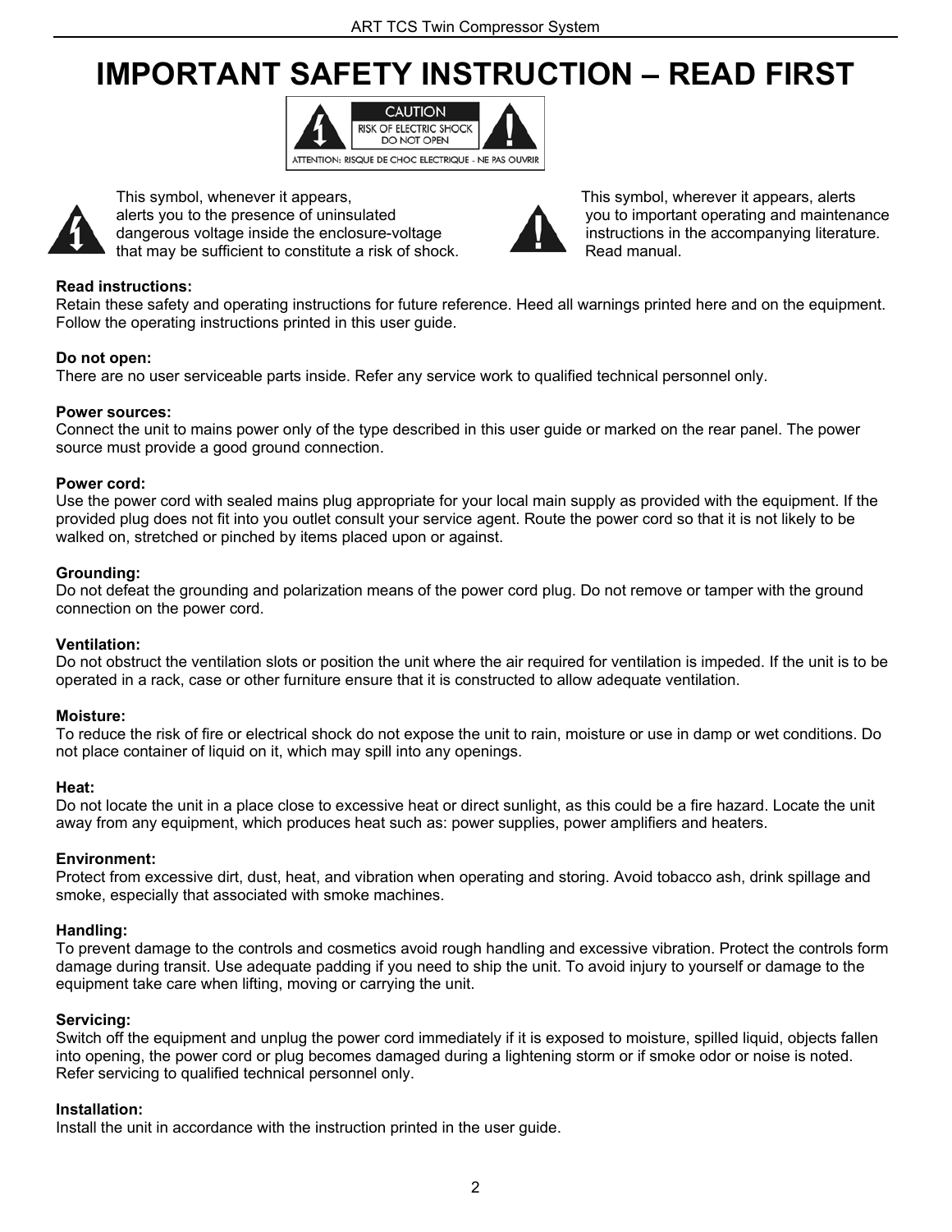# IMPORTANT SAFETY INSTRUCTION – READ FIRST

CAUTION
RISK OF ELECTRIC SHOCK
DO NOT OPEN
ATTENTION: RISQUE DE CHOC ELECTRIQUE - NE PAS OUVRIR

This symbol, whenever it appears, alerts you to the presence of uninsulated dangerous voltage inside the enclosure-voltage that may be sufficient to constitute a risk of shock.

This symbol, wherever it appears, alerts you to important operating and maintenance instructions in the accompanying literature. Read manual.

**Read instructions:**
Retain these safety and operating instructions for future reference. Heed all warnings printed here and on the equipment. Follow the operating instructions printed in this user guide.

**Do not open:**
There are no user serviceable parts inside. Refer any service work to qualified technical personnel only.

**Power sources:**
Connect the unit to mains power only of the type described in this user guide or marked on the rear panel. The power source must provide a good ground connection.

**Power cord:**
Use the power cord with sealed mains plug appropriate for your local main supply as provided with the equipment. If the provided plug does not fit into you outlet consult your service agent. Route the power cord so that it is not likely to be walked on, stretched or pinched by items placed upon or against.

**Grounding:**
Do not defeat the grounding and polarization means of the power cord plug. Do not remove or tamper with the ground connection on the power cord.

**Ventilation:**
Do not obstruct the ventilation slots or position the unit where the air required for ventilation is impeded. If the unit is to be operated in a rack, case or other furniture ensure that it is constructed to allow adequate ventilation.

**Moisture:**
To reduce the risk of fire or electrical shock do not expose the unit to rain, moisture or use in damp or wet conditions. Do not place container of liquid on it, which may spill into any openings.

**Heat:**
Do not locate the unit in a place close to excessive heat or direct sunlight, as this could be a fire hazard. Locate the unit away from any equipment, which produces heat such as: power supplies, power amplifiers and heaters.

**Environment:**
Protect from excessive dirt, dust, heat, and vibration when operating and storing. Avoid tobacco ash, drink spillage and smoke, especially that associated with smoke machines.

**Handling:**
To prevent damage to the controls and cosmetics avoid rough handling and excessive vibration. Protect the controls form damage during transit. Use adequate padding if you need to ship the unit. To avoid injury to yourself or damage to the equipment take care when lifting, moving or carrying the unit.

**Servicing:**
Switch off the equipment and unplug the power cord immediately if it is exposed to moisture, spilled liquid, objects fallen into opening, the power cord or plug becomes damaged during a lightening storm or if smoke odor or noise is noted. Refer servicing to qualified technical personnel only.

**Installation:**
Install the unit in accordance with the instruction printed in the user guide.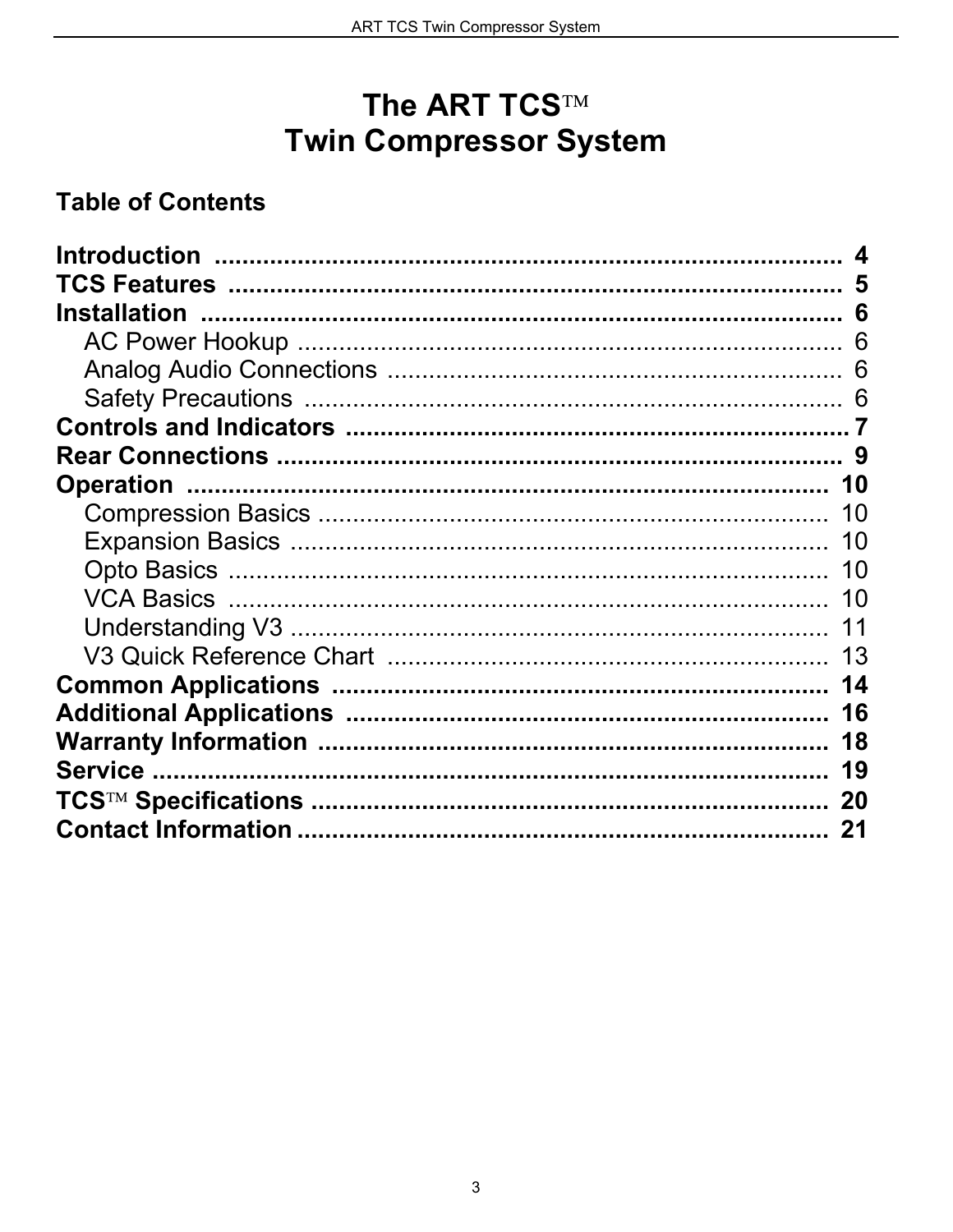# The ART TCS™ Twin Compressor System

## Table of Contents

**Introduction** .......... **4**
**TCS Features** .......... **5**
**Installation** .......... **6**
- AC Power Hookup .......... 6
- Analog Audio Connections .......... 6
- Safety Precautions .......... 6

**Controls and Indicators** .......... **7**
**Rear Connections** .......... **9**
**Operation** .......... **10**
- Compression Basics .......... 10
- Expansion Basics .......... 10
- Opto Basics .......... 10
- VCA Basics .......... 10
- Understanding V3 .......... 11
- V3 Quick Reference Chart .......... 13

**Common Applications** .......... **14**
**Additional Applications** .......... **16**
**Warranty Information** .......... **18**
**Service** .......... **19**
**TCS™ Specifications** .......... **20**
**Contact Information** .......... **21**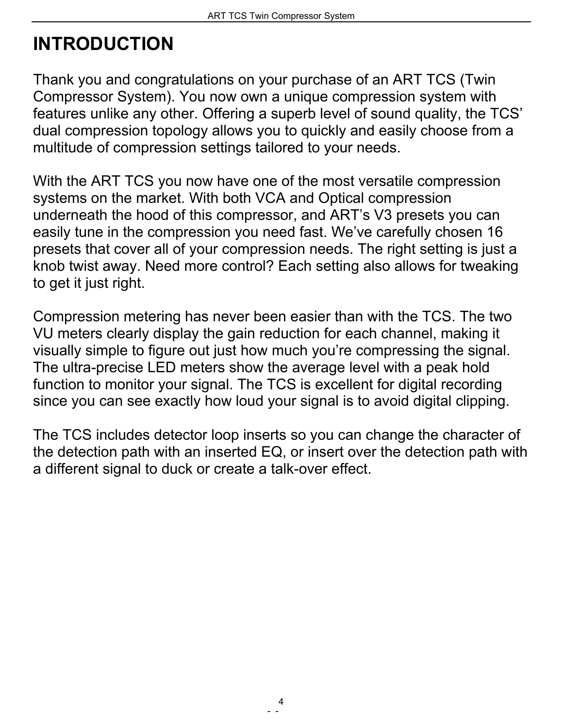# INTRODUCTION

Thank you and congratulations on your purchase of an ART TCS (Twin Compressor System). You now own a unique compression system with features unlike any other. Offering a superb level of sound quality, the TCS' dual compression topology allows you to quickly and easily choose from a multitude of compression settings tailored to your needs.

With the ART TCS you now have one of the most versatile compression systems on the market. With both VCA and Optical compression underneath the hood of this compressor, and ART's V3 presets you can easily tune in the compression you need fast. We've carefully chosen 16 presets that cover all of your compression needs. The right setting is just a knob twist away. Need more control? Each setting also allows for tweaking to get it just right.

Compression metering has never been easier than with the TCS. The two VU meters clearly display the gain reduction for each channel, making it visually simple to figure out just how much you're compressing the signal. The ultra-precise LED meters show the average level with a peak hold function to monitor your signal. The TCS is excellent for digital recording since you can see exactly how loud your signal is to avoid digital clipping.

The TCS includes detector loop inserts so you can change the character of the detection path with an inserted EQ, or insert over the detection path with a different signal to duck or create a talk-over effect.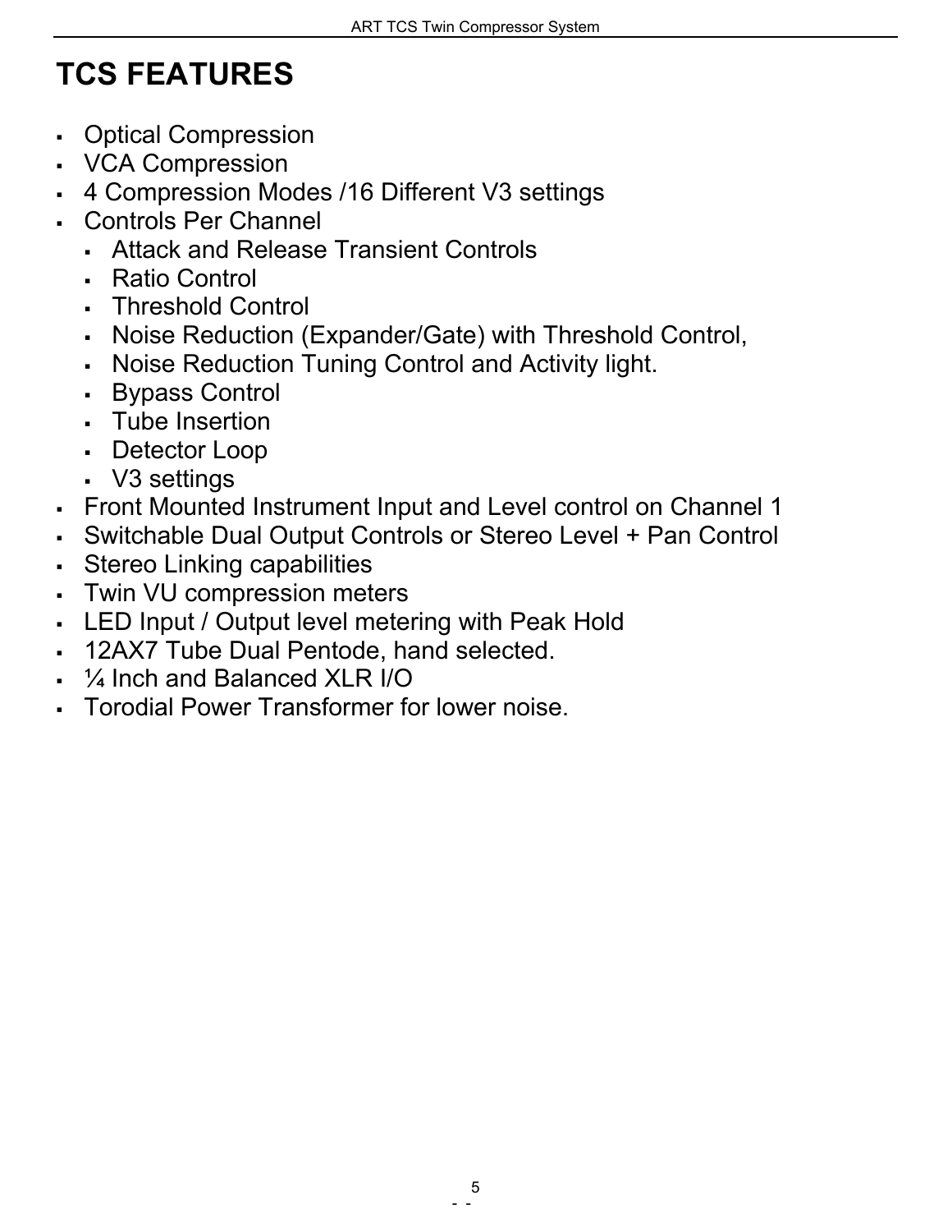# TCS FEATURES

- Optical Compression
- VCA Compression
- 4 Compression Modes /16 Different V3 settings
- Controls Per Channel
  - Attack and Release Transient Controls
  - Ratio Control
  - Threshold Control
  - Noise Reduction (Expander/Gate) with Threshold Control,
  - Noise Reduction Tuning Control and Activity light.
  - Bypass Control
  - Tube Insertion
  - Detector Loop
  - V3 settings
- Front Mounted Instrument Input and Level control on Channel 1
- Switchable Dual Output Controls or Stereo Level + Pan Control
- Stereo Linking capabilities
- Twin VU compression meters
- LED Input / Output level metering with Peak Hold
- 12AX7 Tube Dual Pentode, hand selected.
- ¼ Inch and Balanced XLR I/O
- Torodial Power Transformer for lower noise.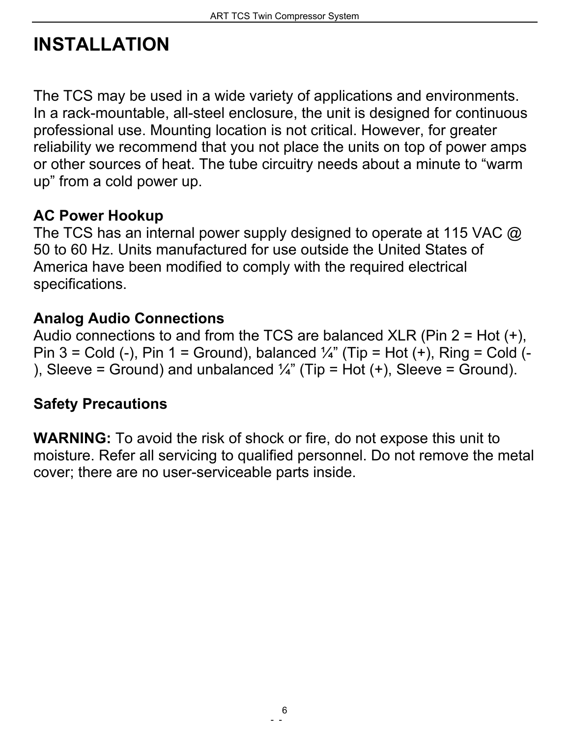# INSTALLATION

The TCS may be used in a wide variety of applications and environments. In a rack-mountable, all-steel enclosure, the unit is designed for continuous professional use. Mounting location is not critical. However, for greater reliability we recommend that you not place the units on top of power amps or other sources of heat. The tube circuitry needs about a minute to "warm up" from a cold power up.

**AC Power Hookup**

The TCS has an internal power supply designed to operate at 115 VAC @ 50 to 60 Hz. Units manufactured for use outside the United States of America have been modified to comply with the required electrical specifications.

**Analog Audio Connections**

Audio connections to and from the TCS are balanced XLR (Pin 2 = Hot (+), Pin 3 = Cold (-), Pin 1 = Ground), balanced ¼" (Tip = Hot (+), Ring = Cold (-), Sleeve = Ground) and unbalanced ¼" (Tip = Hot (+), Sleeve = Ground).

**Safety Precautions**

**WARNING:** To avoid the risk of shock or fire, do not expose this unit to moisture. Refer all servicing to qualified personnel. Do not remove the metal cover; there are no user-serviceable parts inside.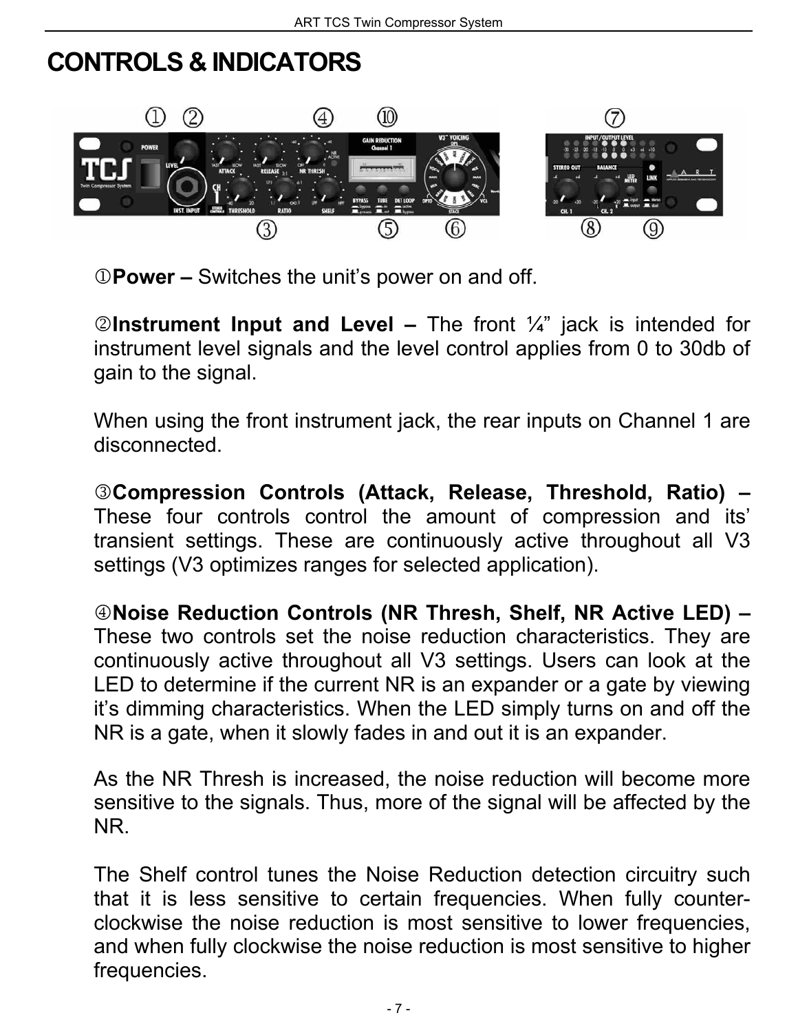# CONTROLS & INDICATORS

①**Power –** Switches the unit's power on and off.

②**Instrument Input and Level –** The front ¼" jack is intended for instrument level signals and the level control applies from 0 to 30db of gain to the signal.

When using the front instrument jack, the rear inputs on Channel 1 are disconnected.

③**Compression Controls (Attack, Release, Threshold, Ratio) –** These four controls control the amount of compression and its' transient settings. These are continuously active throughout all V3 settings (V3 optimizes ranges for selected application).

④**Noise Reduction Controls (NR Thresh, Shelf, NR Active LED) –** These two controls set the noise reduction characteristics. They are continuously active throughout all V3 settings. Users can look at the LED to determine if the current NR is an expander or a gate by viewing it's dimming characteristics. When the LED simply turns on and off the NR is a gate, when it slowly fades in and out it is an expander.

As the NR Thresh is increased, the noise reduction will become more sensitive to the signals. Thus, more of the signal will be affected by the NR.

The Shelf control tunes the Noise Reduction detection circuitry such that it is less sensitive to certain frequencies. When fully counter-clockwise the noise reduction is most sensitive to lower frequencies, and when fully clockwise the noise reduction is most sensitive to higher frequencies.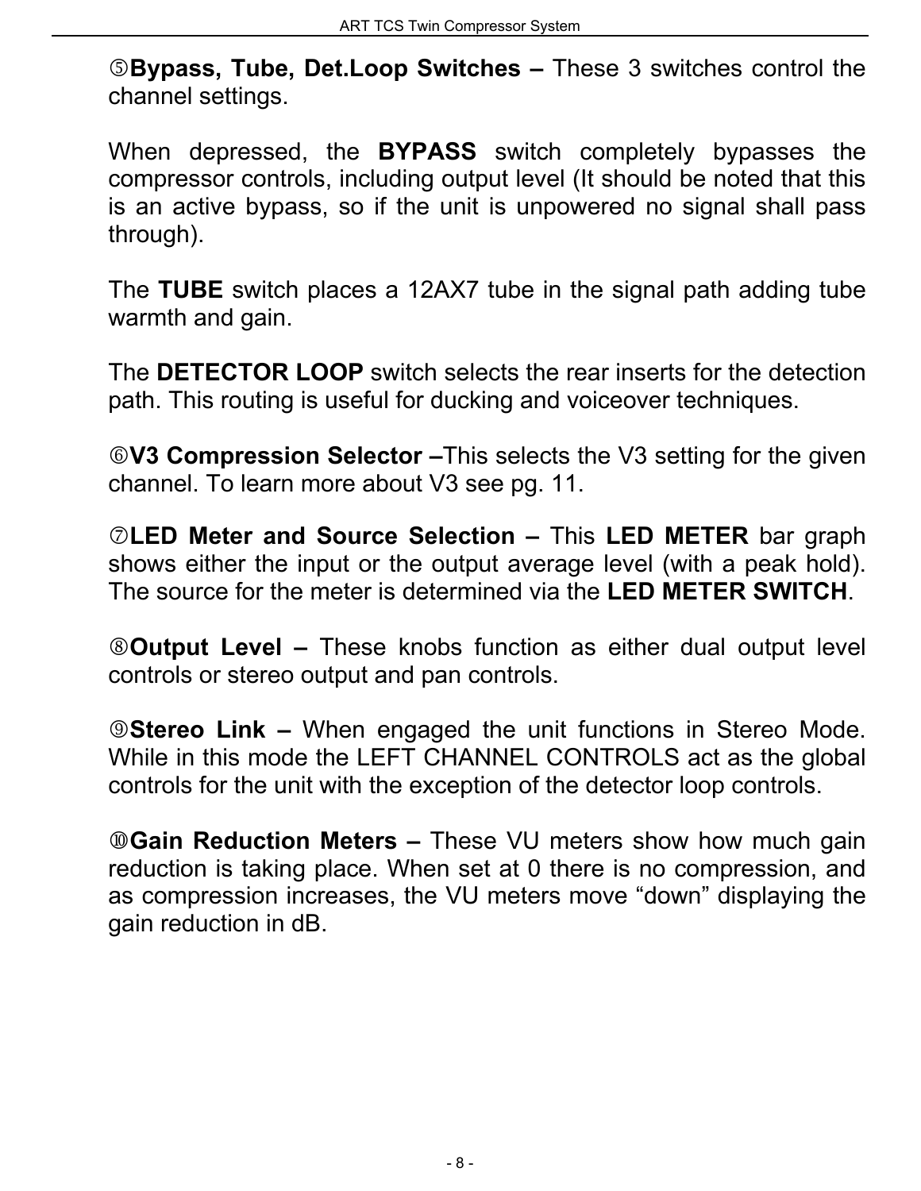⑤**Bypass, Tube, Det.Loop Switches –** These 3 switches control the channel settings.

When depressed, the **BYPASS** switch completely bypasses the compressor controls, including output level (It should be noted that this is an active bypass, so if the unit is unpowered no signal shall pass through).

The **TUBE** switch places a 12AX7 tube in the signal path adding tube warmth and gain.

The **DETECTOR LOOP** switch selects the rear inserts for the detection path. This routing is useful for ducking and voiceover techniques.

⑥**V3 Compression Selector –**This selects the V3 setting for the given channel. To learn more about V3 see pg. 11.

⑦**LED Meter and Source Selection –** This **LED METER** bar graph shows either the input or the output average level (with a peak hold). The source for the meter is determined via the **LED METER SWITCH**.

⑧**Output Level –** These knobs function as either dual output level controls or stereo output and pan controls.

⑨**Stereo Link –** When engaged the unit functions in Stereo Mode. While in this mode the LEFT CHANNEL CONTROLS act as the global controls for the unit with the exception of the detector loop controls.

⑩**Gain Reduction Meters –** These VU meters show how much gain reduction is taking place. When set at 0 there is no compression, and as compression increases, the VU meters move “down” displaying the gain reduction in dB.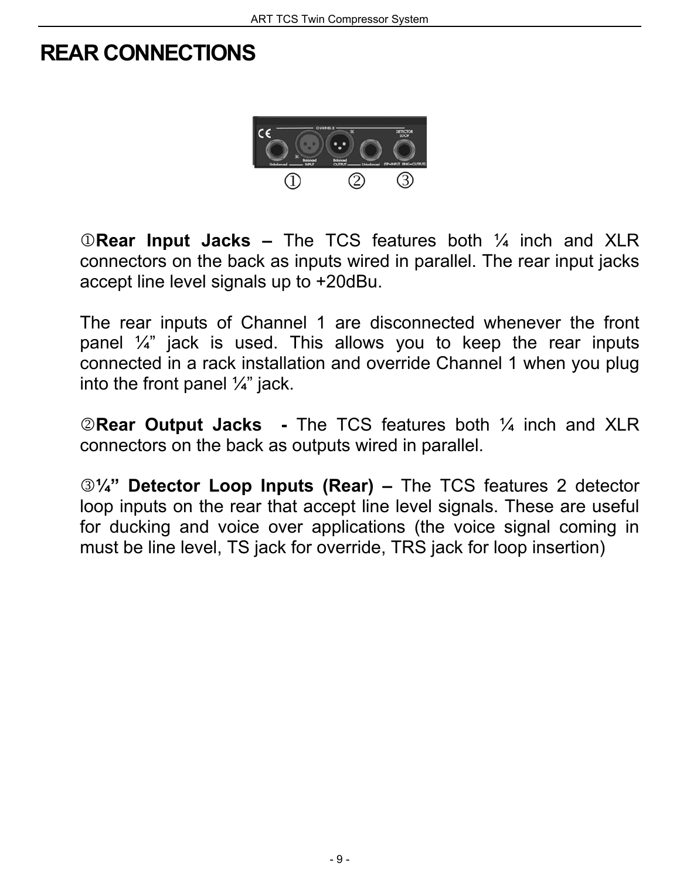# REAR CONNECTIONS

①**Rear Input Jacks –** The TCS features both ¼ inch and XLR connectors on the back as inputs wired in parallel. The rear input jacks accept line level signals up to +20dBu.

The rear inputs of Channel 1 are disconnected whenever the front panel ¼" jack is used. This allows you to keep the rear inputs connected in a rack installation and override Channel 1 when you plug into the front panel ¼" jack.

②**Rear Output Jacks -** The TCS features both ¼ inch and XLR connectors on the back as outputs wired in parallel.

③**¼" Detector Loop Inputs (Rear) –** The TCS features 2 detector loop inputs on the rear that accept line level signals. These are useful for ducking and voice over applications (the voice signal coming in must be line level, TS jack for override, TRS jack for loop insertion)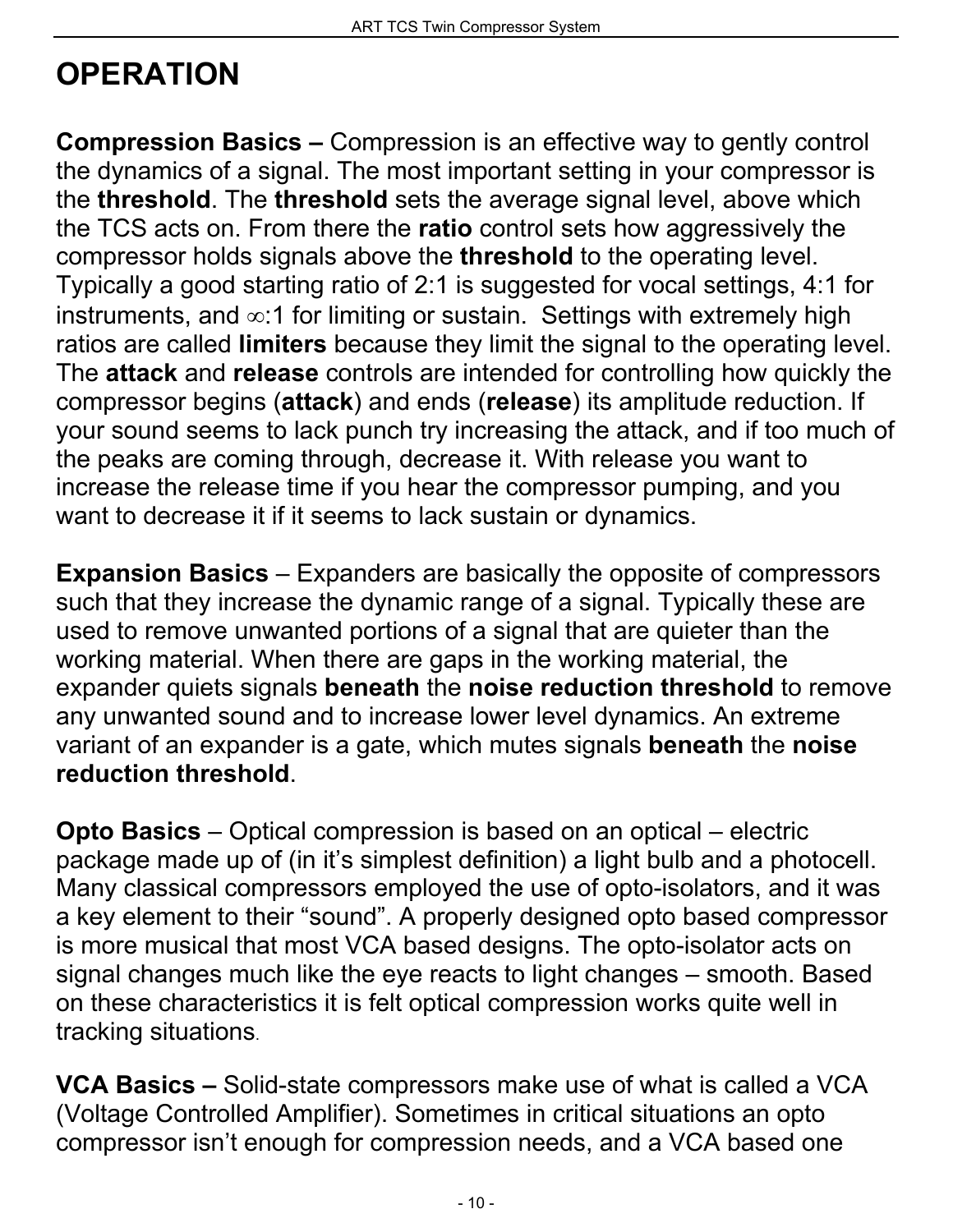# OPERATION

**Compression Basics –** Compression is an effective way to gently control the dynamics of a signal. The most important setting in your compressor is the **threshold**. The **threshold** sets the average signal level, above which the TCS acts on. From there the **ratio** control sets how aggressively the compressor holds signals above the **threshold** to the operating level. Typically a good starting ratio of 2:1 is suggested for vocal settings, 4:1 for instruments, and ∞:1 for limiting or sustain. Settings with extremely high ratios are called **limiters** because they limit the signal to the operating level. The **attack** and **release** controls are intended for controlling how quickly the compressor begins (**attack**) and ends (**release**) its amplitude reduction. If your sound seems to lack punch try increasing the attack, and if too much of the peaks are coming through, decrease it. With release you want to increase the release time if you hear the compressor pumping, and you want to decrease it if it seems to lack sustain or dynamics.

**Expansion Basics** – Expanders are basically the opposite of compressors such that they increase the dynamic range of a signal. Typically these are used to remove unwanted portions of a signal that are quieter than the working material. When there are gaps in the working material, the expander quiets signals **beneath** the **noise reduction threshold** to remove any unwanted sound and to increase lower level dynamics. An extreme variant of an expander is a gate, which mutes signals **beneath** the **noise reduction threshold**.

**Opto Basics** – Optical compression is based on an optical – electric package made up of (in it's simplest definition) a light bulb and a photocell. Many classical compressors employed the use of opto-isolators, and it was a key element to their "sound". A properly designed opto based compressor is more musical that most VCA based designs. The opto-isolator acts on signal changes much like the eye reacts to light changes – smooth. Based on these characteristics it is felt optical compression works quite well in tracking situations.

**VCA Basics –** Solid-state compressors make use of what is called a VCA (Voltage Controlled Amplifier). Sometimes in critical situations an opto compressor isn't enough for compression needs, and a VCA based one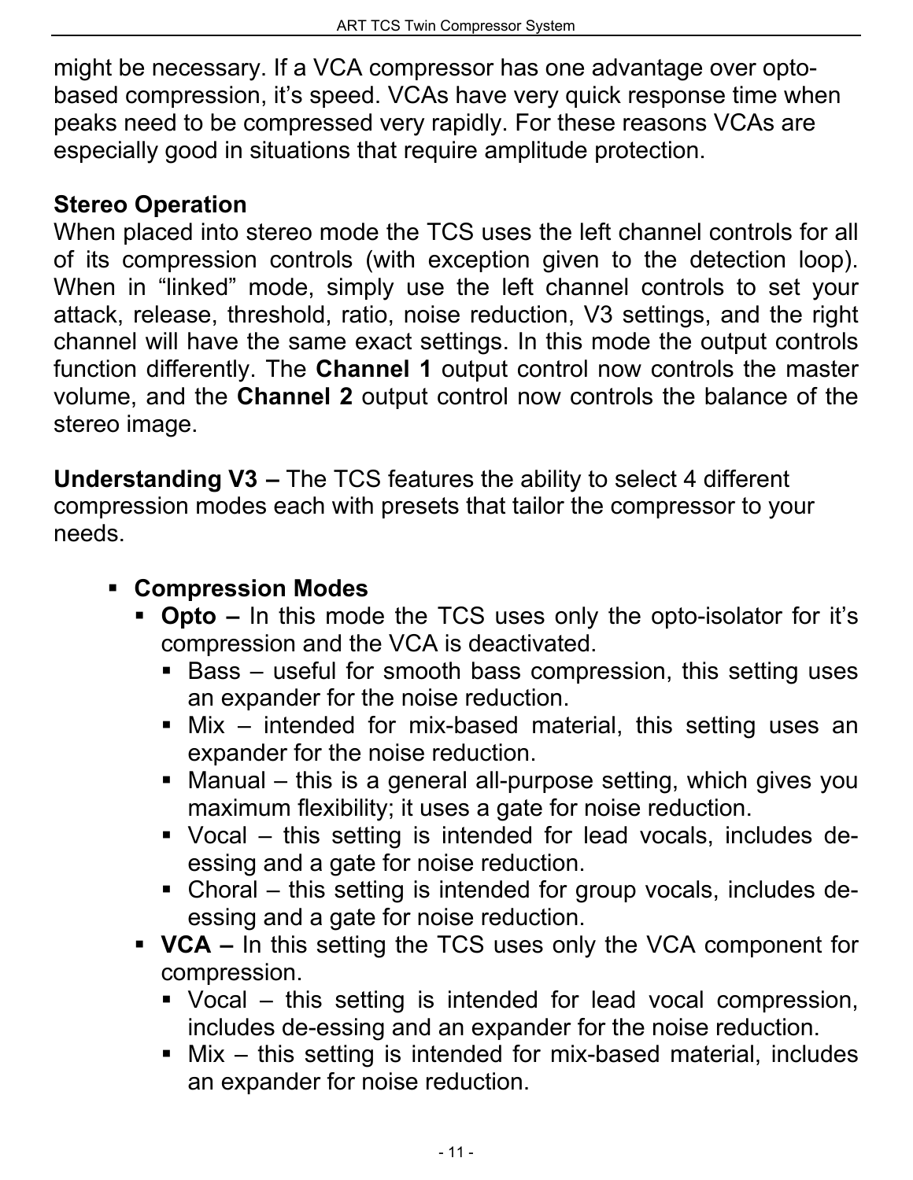might be necessary. If a VCA compressor has one advantage over opto-based compression, it's speed. VCAs have very quick response time when peaks need to be compressed very rapidly. For these reasons VCAs are especially good in situations that require amplitude protection.

### Stereo Operation

When placed into stereo mode the TCS uses the left channel controls for all of its compression controls (with exception given to the detection loop). When in "linked" mode, simply use the left channel controls to set your attack, release, threshold, ratio, noise reduction, V3 settings, and the right channel will have the same exact settings. In this mode the output controls function differently. The **Channel 1** output control now controls the master volume, and the **Channel 2** output control now controls the balance of the stereo image.

**Understanding V3 –** The TCS features the ability to select 4 different compression modes each with presets that tailor the compressor to your needs.

- **Compression Modes**
  - **Opto –** In this mode the TCS uses only the opto-isolator for it's compression and the VCA is deactivated.
    - Bass – useful for smooth bass compression, this setting uses an expander for the noise reduction.
    - Mix – intended for mix-based material, this setting uses an expander for the noise reduction.
    - Manual – this is a general all-purpose setting, which gives you maximum flexibility; it uses a gate for noise reduction.
    - Vocal – this setting is intended for lead vocals, includes de-essing and a gate for noise reduction.
    - Choral – this setting is intended for group vocals, includes de-essing and a gate for noise reduction.
  - **VCA –** In this setting the TCS uses only the VCA component for compression.
    - Vocal – this setting is intended for lead vocal compression, includes de-essing and an expander for the noise reduction.
    - Mix – this setting is intended for mix-based material, includes an expander for noise reduction.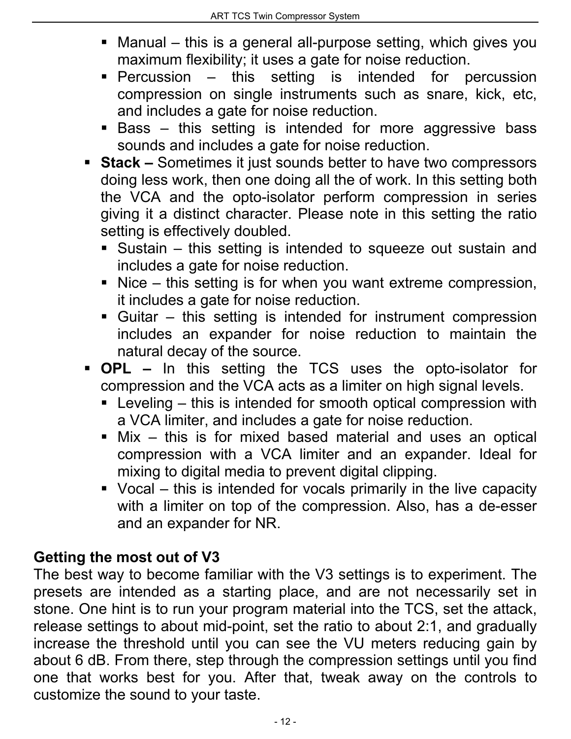- Manual – this is a general all-purpose setting, which gives you maximum flexibility; it uses a gate for noise reduction.
  - Percussion – this setting is intended for percussion compression on single instruments such as snare, kick, etc, and includes a gate for noise reduction.
  - Bass – this setting is intended for more aggressive bass sounds and includes a gate for noise reduction.
- **Stack –** Sometimes it just sounds better to have two compressors doing less work, then one doing all the of work. In this setting both the VCA and the opto-isolator perform compression in series giving it a distinct character. Please note in this setting the ratio setting is effectively doubled.
  - Sustain – this setting is intended to squeeze out sustain and includes a gate for noise reduction.
  - Nice – this setting is for when you want extreme compression, it includes a gate for noise reduction.
  - Guitar – this setting is intended for instrument compression includes an expander for noise reduction to maintain the natural decay of the source.
- **OPL –** In this setting the TCS uses the opto-isolator for compression and the VCA acts as a limiter on high signal levels.
  - Leveling – this is intended for smooth optical compression with a VCA limiter, and includes a gate for noise reduction.
  - Mix – this is for mixed based material and uses an optical compression with a VCA limiter and an expander. Ideal for mixing to digital media to prevent digital clipping.
  - Vocal – this is intended for vocals primarily in the live capacity with a limiter on top of the compression. Also, has a de-esser and an expander for NR.

**Getting the most out of V3**

The best way to become familiar with the V3 settings is to experiment. The presets are intended as a starting place, and are not necessarily set in stone. One hint is to run your program material into the TCS, set the attack, release settings to about mid-point, set the ratio to about 2:1, and gradually increase the threshold until you can see the VU meters reducing gain by about 6 dB. From there, step through the compression settings until you find one that works best for you. After that, tweak away on the controls to customize the sound to your taste.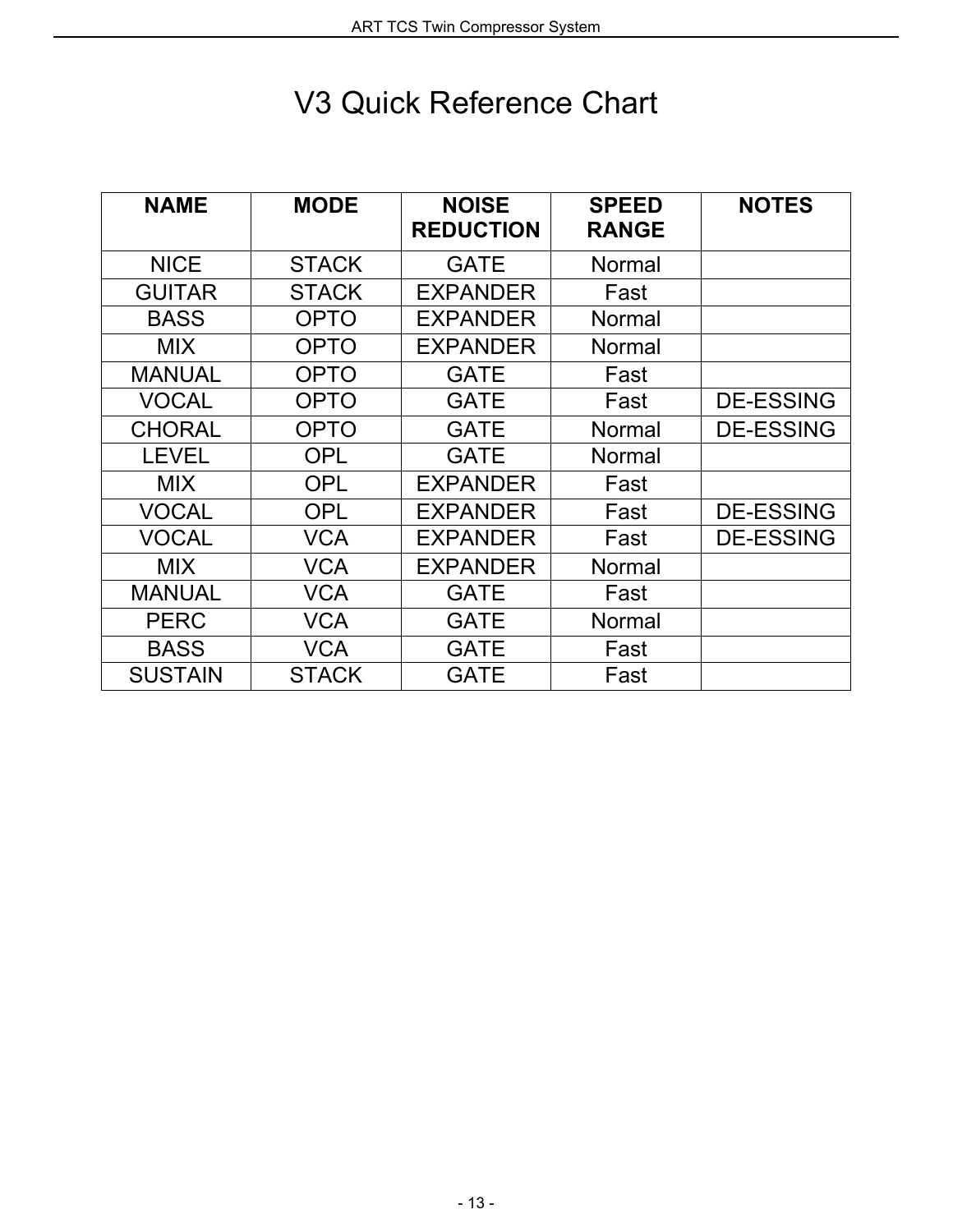# V3 Quick Reference Chart

| NAME | MODE | NOISE REDUCTION | SPEED RANGE | NOTES |
|---|---|---|---|---|
| NICE | STACK | GATE | Normal | |
| GUITAR | STACK | EXPANDER | Fast | |
| BASS | OPTO | EXPANDER | Normal | |
| MIX | OPTO | EXPANDER | Normal | |
| MANUAL | OPTO | GATE | Fast | |
| VOCAL | OPTO | GATE | Fast | DE-ESSING |
| CHORAL | OPTO | GATE | Normal | DE-ESSING |
| LEVEL | OPL | GATE | Normal | |
| MIX | OPL | EXPANDER | Fast | |
| VOCAL | OPL | EXPANDER | Fast | DE-ESSING |
| VOCAL | VCA | EXPANDER | Fast | DE-ESSING |
| MIX | VCA | EXPANDER | Normal | |
| MANUAL | VCA | GATE | Fast | |
| PERC | VCA | GATE | Normal | |
| BASS | VCA | GATE | Fast | |
| SUSTAIN | STACK | GATE | Fast | |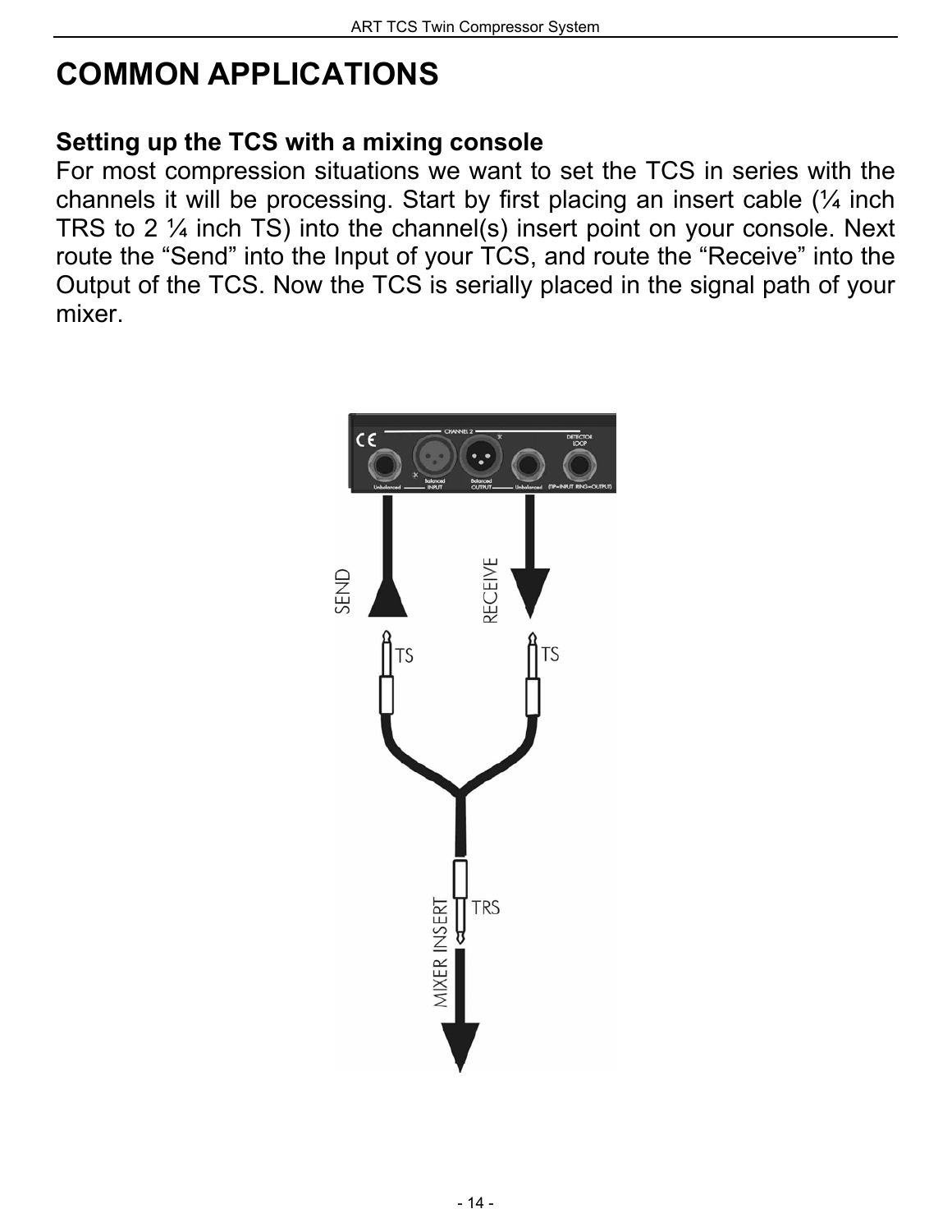# COMMON APPLICATIONS

### Setting up the TCS with a mixing console

For most compression situations we want to set the TCS in series with the channels it will be processing. Start by first placing an insert cable (¼ inch TRS to 2 ¼ inch TS) into the channel(s) insert point on your console. Next route the “Send” into the Input of your TCS, and route the “Receive” into the Output of the TCS. Now the TCS is serially placed in the signal path of your mixer.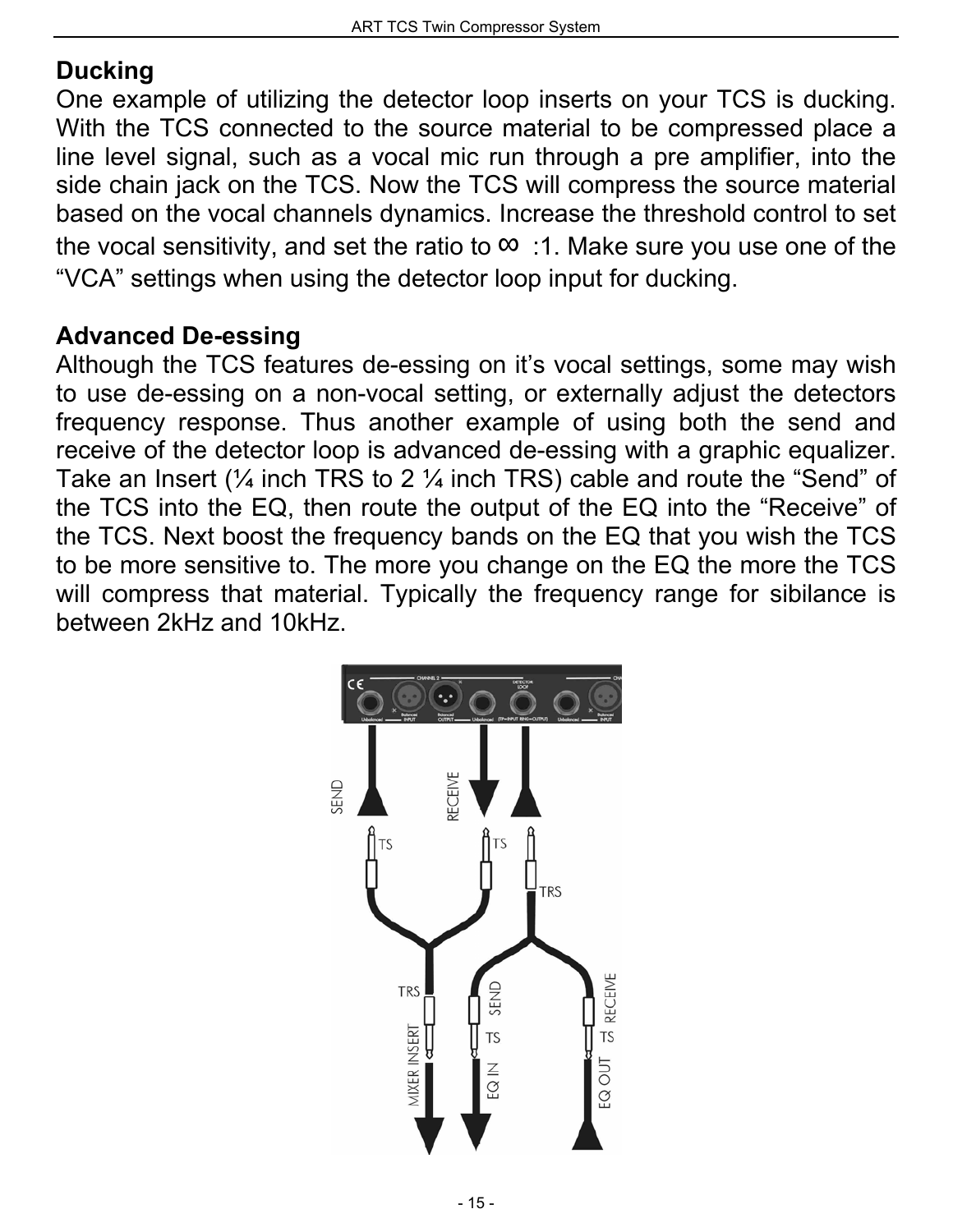## Ducking

One example of utilizing the detector loop inserts on your TCS is ducking. With the TCS connected to the source material to be compressed place a line level signal, such as a vocal mic run through a pre amplifier, into the side chain jack on the TCS. Now the TCS will compress the source material based on the vocal channels dynamics. Increase the threshold control to set the vocal sensitivity, and set the ratio to ∞ :1. Make sure you use one of the "VCA" settings when using the detector loop input for ducking.

## Advanced De-essing

Although the TCS features de-essing on it's vocal settings, some may wish to use de-essing on a non-vocal setting, or externally adjust the detectors frequency response. Thus another example of using both the send and receive of the detector loop is advanced de-essing with a graphic equalizer. Take an Insert (¼ inch TRS to 2 ¼ inch TRS) cable and route the "Send" of the TCS into the EQ, then route the output of the EQ into the "Receive" of the TCS. Next boost the frequency bands on the EQ that you wish the TCS to be more sensitive to. The more you change on the EQ the more the TCS will compress that material. Typically the frequency range for sibilance is between 2kHz and 10kHz.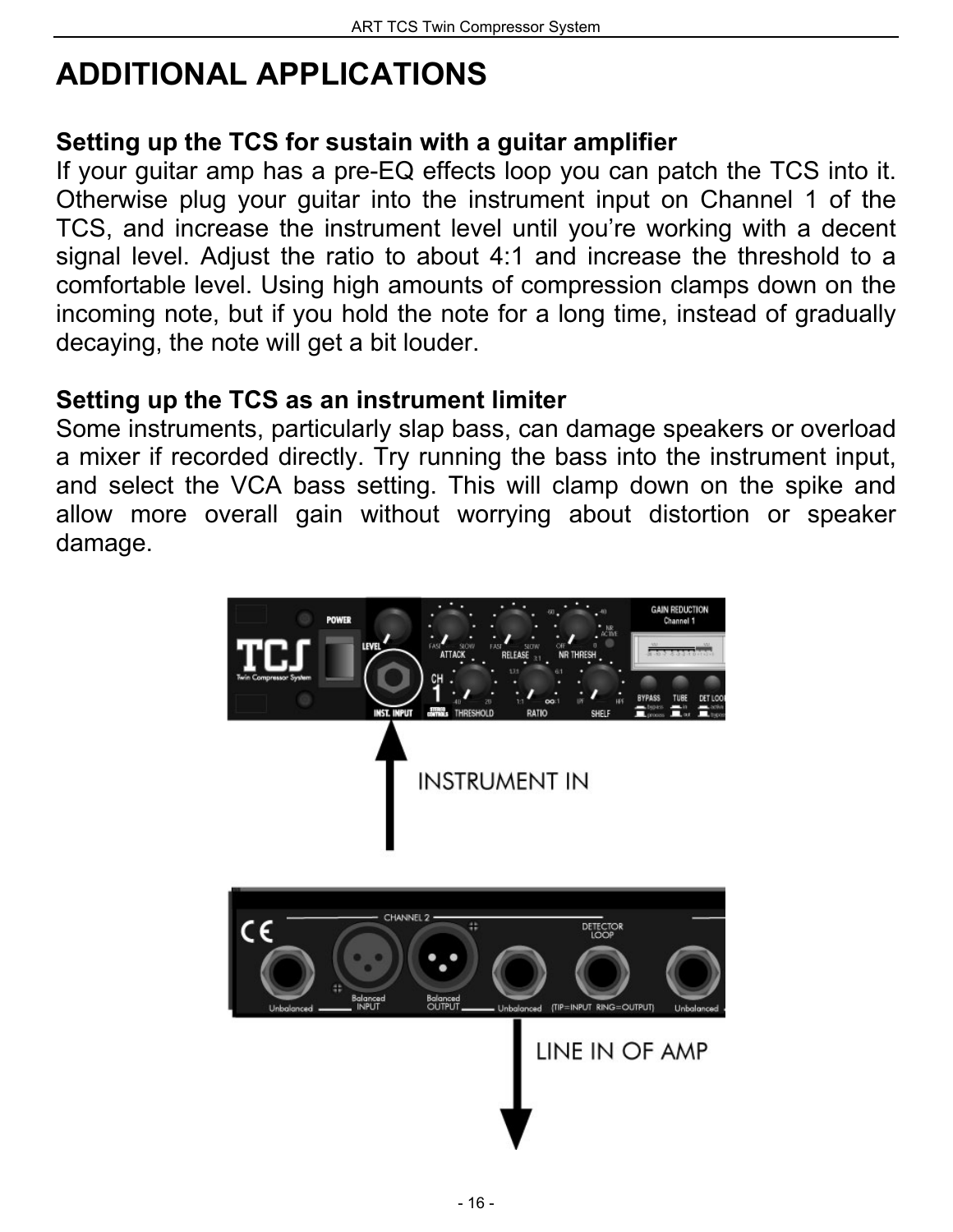# ADDITIONAL APPLICATIONS

### Setting up the TCS for sustain with a guitar amplifier

If your guitar amp has a pre-EQ effects loop you can patch the TCS into it. Otherwise plug your guitar into the instrument input on Channel 1 of the TCS, and increase the instrument level until you're working with a decent signal level. Adjust the ratio to about 4:1 and increase the threshold to a comfortable level. Using high amounts of compression clamps down on the incoming note, but if you hold the note for a long time, instead of gradually decaying, the note will get a bit louder.

### Setting up the TCS as an instrument limiter

Some instruments, particularly slap bass, can damage speakers or overload a mixer if recorded directly. Try running the bass into the instrument input, and select the VCA bass setting. This will clamp down on the spike and allow more overall gain without worrying about distortion or speaker damage.

INSTRUMENT IN

LINE IN OF AMP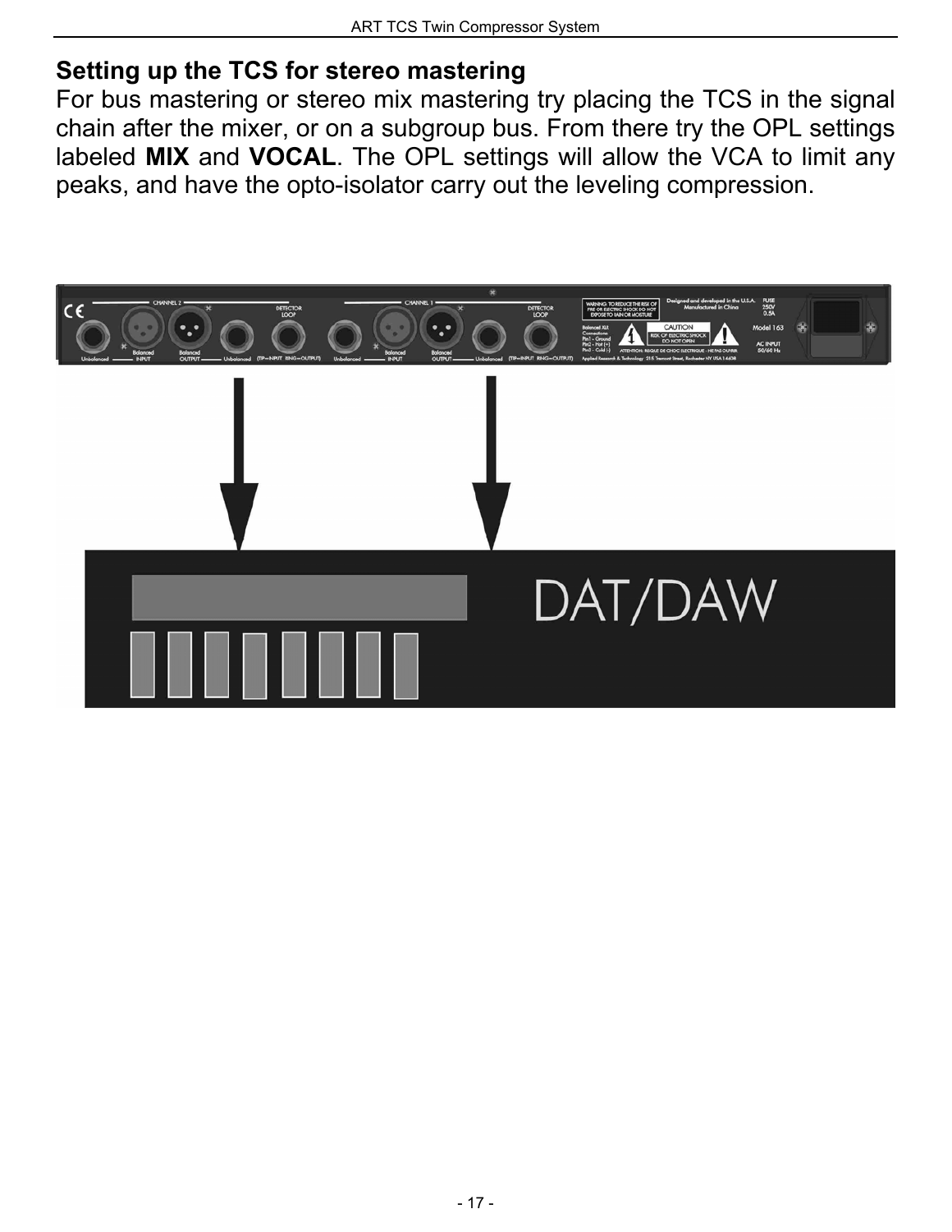## Setting up the TCS for stereo mastering

For bus mastering or stereo mix mastering try placing the TCS in the signal chain after the mixer, or on a subgroup bus. From there try the OPL settings labeled **MIX** and **VOCAL**. The OPL settings will allow the VCA to limit any peaks, and have the opto-isolator carry out the leveling compression.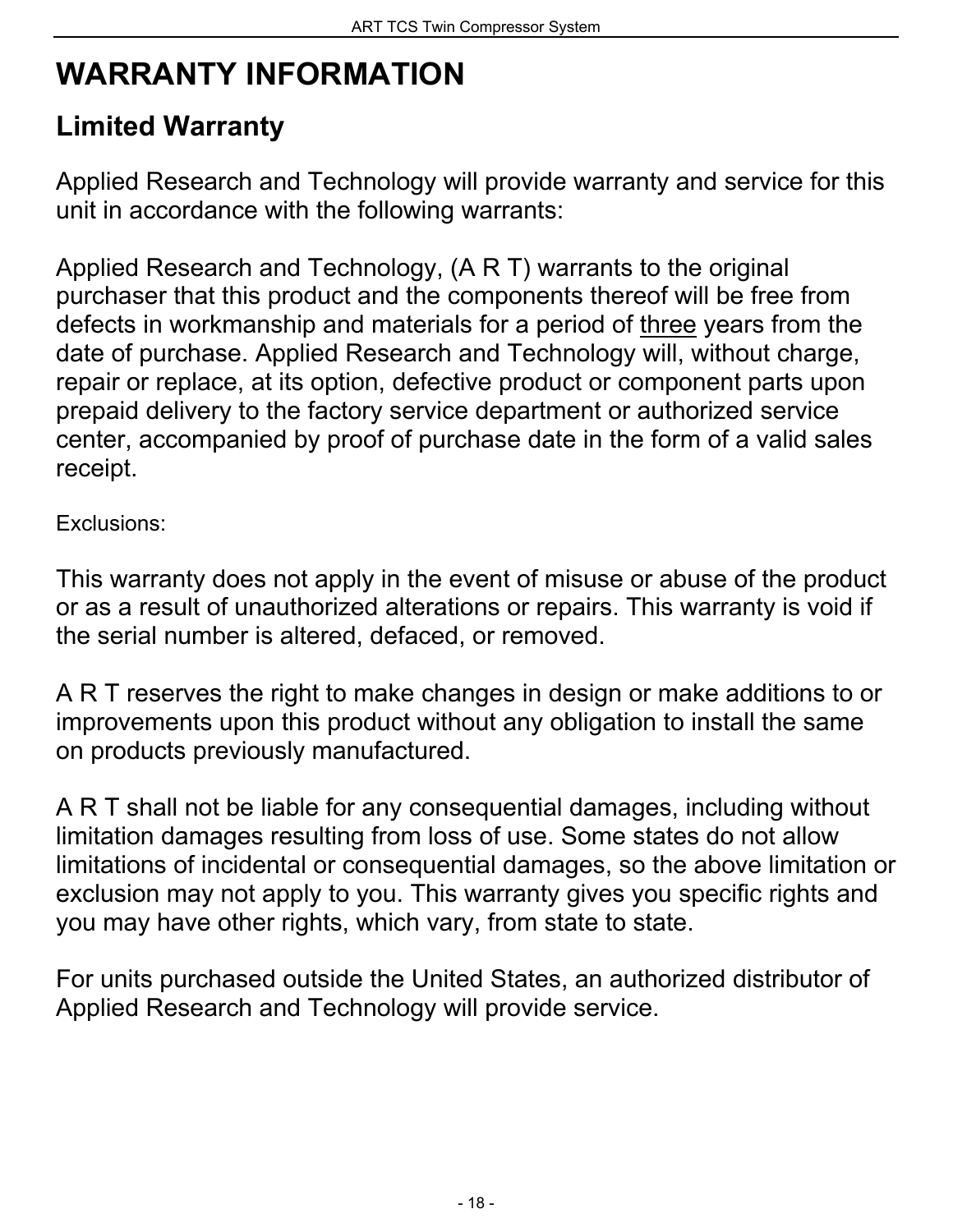# WARRANTY INFORMATION

## Limited Warranty

Applied Research and Technology will provide warranty and service for this unit in accordance with the following warrants:

Applied Research and Technology, (A R T) warrants to the original purchaser that this product and the components thereof will be free from defects in workmanship and materials for a period of <u>three</u> years from the date of purchase. Applied Research and Technology will, without charge, repair or replace, at its option, defective product or component parts upon prepaid delivery to the factory service department or authorized service center, accompanied by proof of purchase date in the form of a valid sales receipt.

Exclusions:

This warranty does not apply in the event of misuse or abuse of the product or as a result of unauthorized alterations or repairs. This warranty is void if the serial number is altered, defaced, or removed.

A R T reserves the right to make changes in design or make additions to or improvements upon this product without any obligation to install the same on products previously manufactured.

A R T shall not be liable for any consequential damages, including without limitation damages resulting from loss of use. Some states do not allow limitations of incidental or consequential damages, so the above limitation or exclusion may not apply to you. This warranty gives you specific rights and you may have other rights, which vary, from state to state.

For units purchased outside the United States, an authorized distributor of Applied Research and Technology will provide service.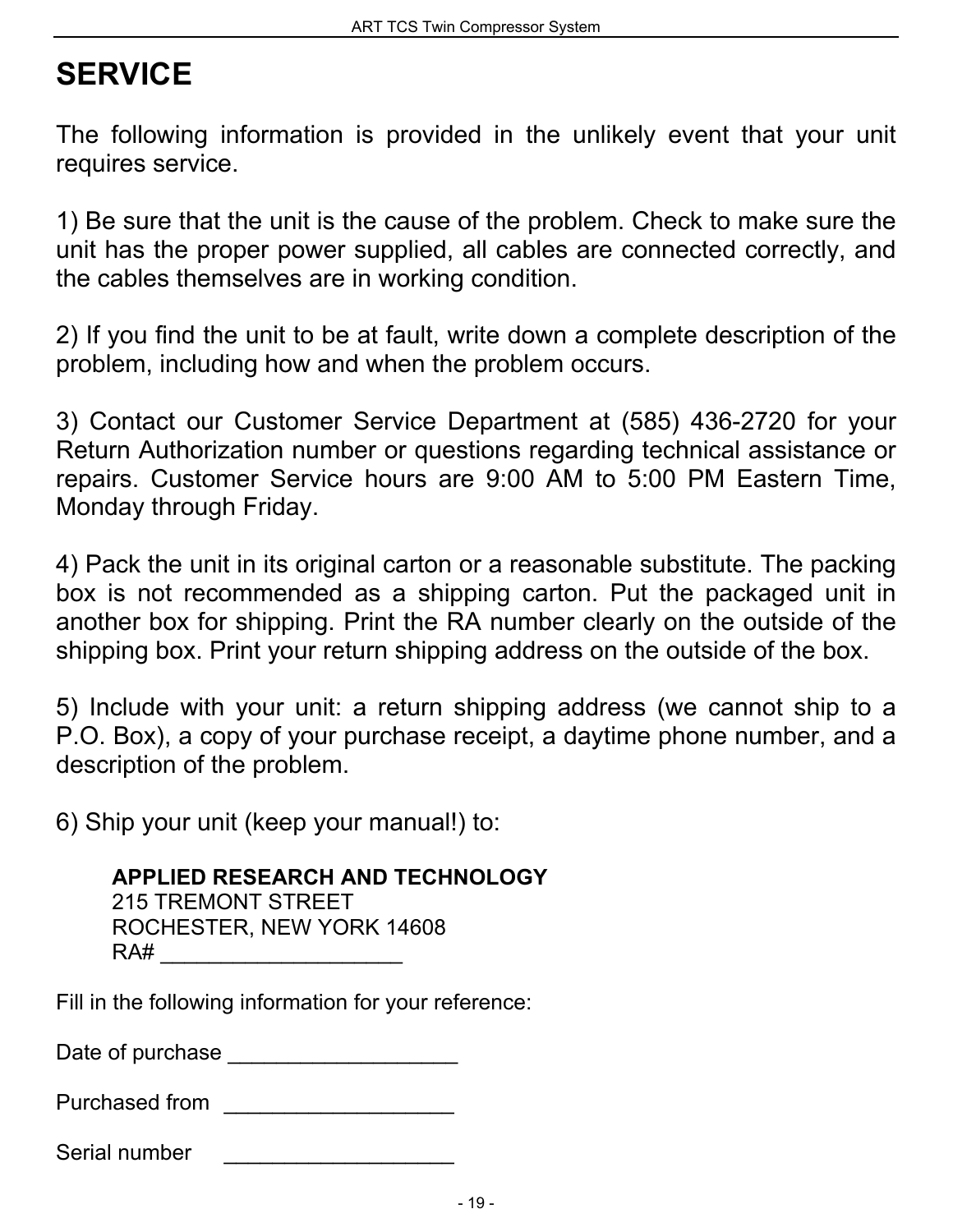# SERVICE

The following information is provided in the unlikely event that your unit requires service.

1) Be sure that the unit is the cause of the problem. Check to make sure the unit has the proper power supplied, all cables are connected correctly, and the cables themselves are in working condition.

2) If you find the unit to be at fault, write down a complete description of the problem, including how and when the problem occurs.

3) Contact our Customer Service Department at (585) 436-2720 for your Return Authorization number or questions regarding technical assistance or repairs. Customer Service hours are 9:00 AM to 5:00 PM Eastern Time, Monday through Friday.

4) Pack the unit in its original carton or a reasonable substitute. The packing box is not recommended as a shipping carton. Put the packaged unit in another box for shipping. Print the RA number clearly on the outside of the shipping box. Print your return shipping address on the outside of the box.

5) Include with your unit: a return shipping address (we cannot ship to a P.O. Box), a copy of your purchase receipt, a daytime phone number, and a description of the problem.

6) Ship your unit (keep your manual!) to:

**APPLIED RESEARCH AND TECHNOLOGY**
215 TREMONT STREET
ROCHESTER, NEW YORK 14608
RA# ____________________

Fill in the following information for your reference:

Date of purchase ___________________

Purchased from ___________________

Serial number ___________________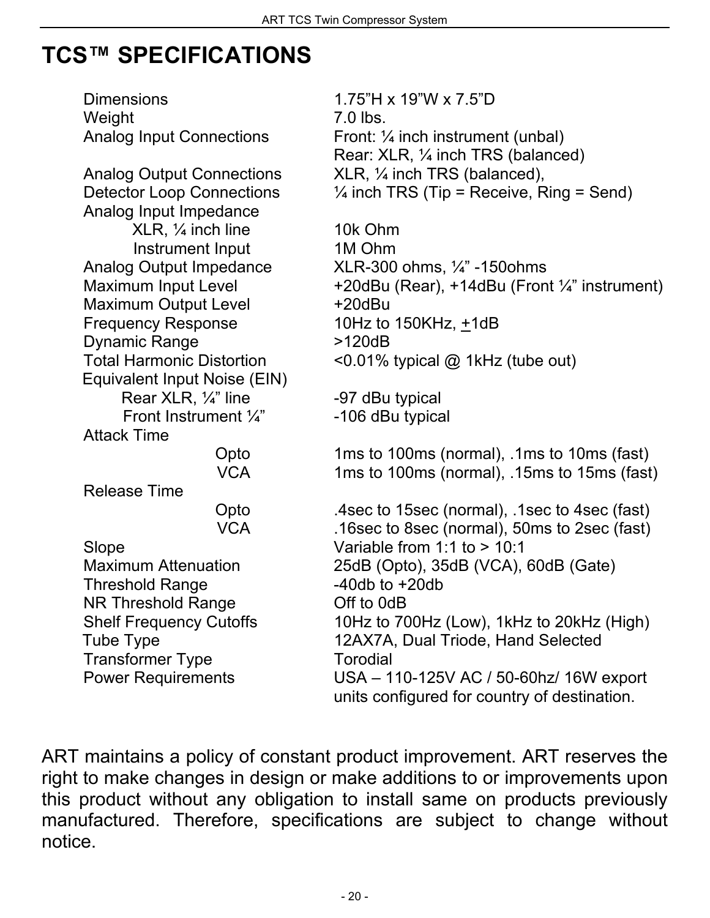# TCS™ SPECIFICATIONS

| | |
|---|---|
| Dimensions | 1.75"H x 19"W x 7.5"D |
| Weight | 7.0 lbs. |
| Analog Input Connections | Front: ¼ inch instrument (unbal)<br>Rear: XLR, ¼ inch TRS (balanced) |
| Analog Output Connections | XLR, ¼ inch TRS (balanced), |
| Detector Loop Connections | ¼ inch TRS (Tip = Receive, Ring = Send) |
| Analog Input Impedance | |
| XLR, ¼ inch line | 10k Ohm |
| Instrument Input | 1M Ohm |
| Analog Output Impedance | XLR-300 ohms, ¼" -150ohms |
| Maximum Input Level | +20dBu (Rear), +14dBu (Front ¼" instrument) |
| Maximum Output Level | +20dBu |
| Frequency Response | 10Hz to 150KHz, ±1dB |
| Dynamic Range | >120dB |
| Total Harmonic Distortion | <0.01% typical @ 1kHz (tube out) |
| Equivalent Input Noise (EIN) | |
| Rear XLR, ¼" line | -97 dBu typical |
| Front Instrument ¼" | -106 dBu typical |
| Attack Time | |
| Opto | 1ms to 100ms (normal), .1ms to 10ms (fast) |
| VCA | 1ms to 100ms (normal), .15ms to 15ms (fast) |
| Release Time | |
| Opto | .4sec to 15sec (normal), .1sec to 4sec (fast) |
| VCA | .16sec to 8sec (normal), 50ms to 2sec (fast) |
| Slope | Variable from 1:1 to > 10:1 |
| Maximum Attenuation | 25dB (Opto), 35dB (VCA), 60dB (Gate) |
| Threshold Range | -40db to +20db |
| NR Threshold Range | Off to 0dB |
| Shelf Frequency Cutoffs | 10Hz to 700Hz (Low), 1kHz to 20kHz (High) |
| Tube Type | 12AX7A, Dual Triode, Hand Selected |
| Transformer Type | Torodial |
| Power Requirements | USA – 110-125V AC / 50-60hz/ 16W export units configured for country of destination. |

ART maintains a policy of constant product improvement. ART reserves the right to make changes in design or make additions to or improvements upon this product without any obligation to install same on products previously manufactured. Therefore, specifications are subject to change without notice.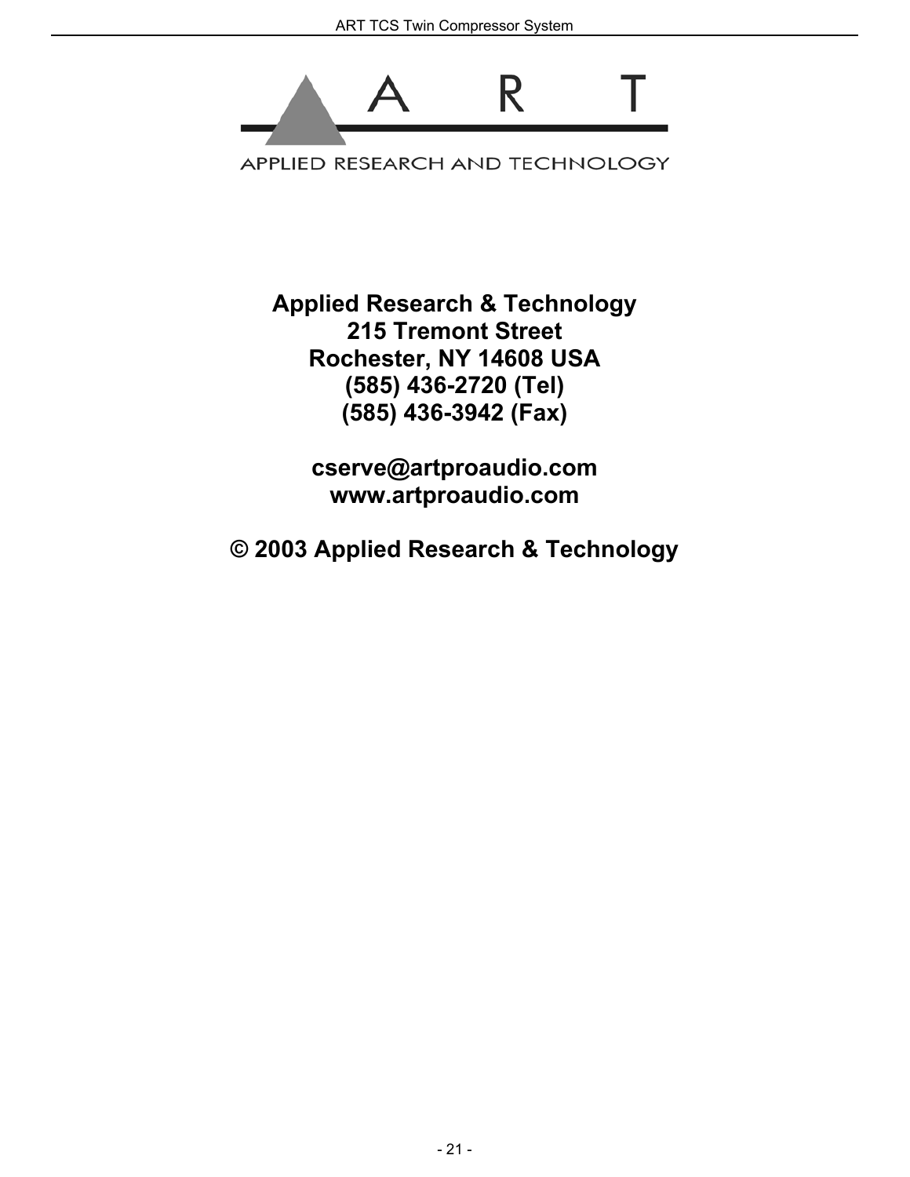A R T

APPLIED RESEARCH AND TECHNOLOGY

**Applied Research & Technology**
**215 Tremont Street**
**Rochester, NY 14608 USA**
**(585) 436-2720 (Tel)**
**(585) 436-3942 (Fax)**

**cserve@artproaudio.com**
**www.artproaudio.com**

**© 2003 Applied Research & Technology**